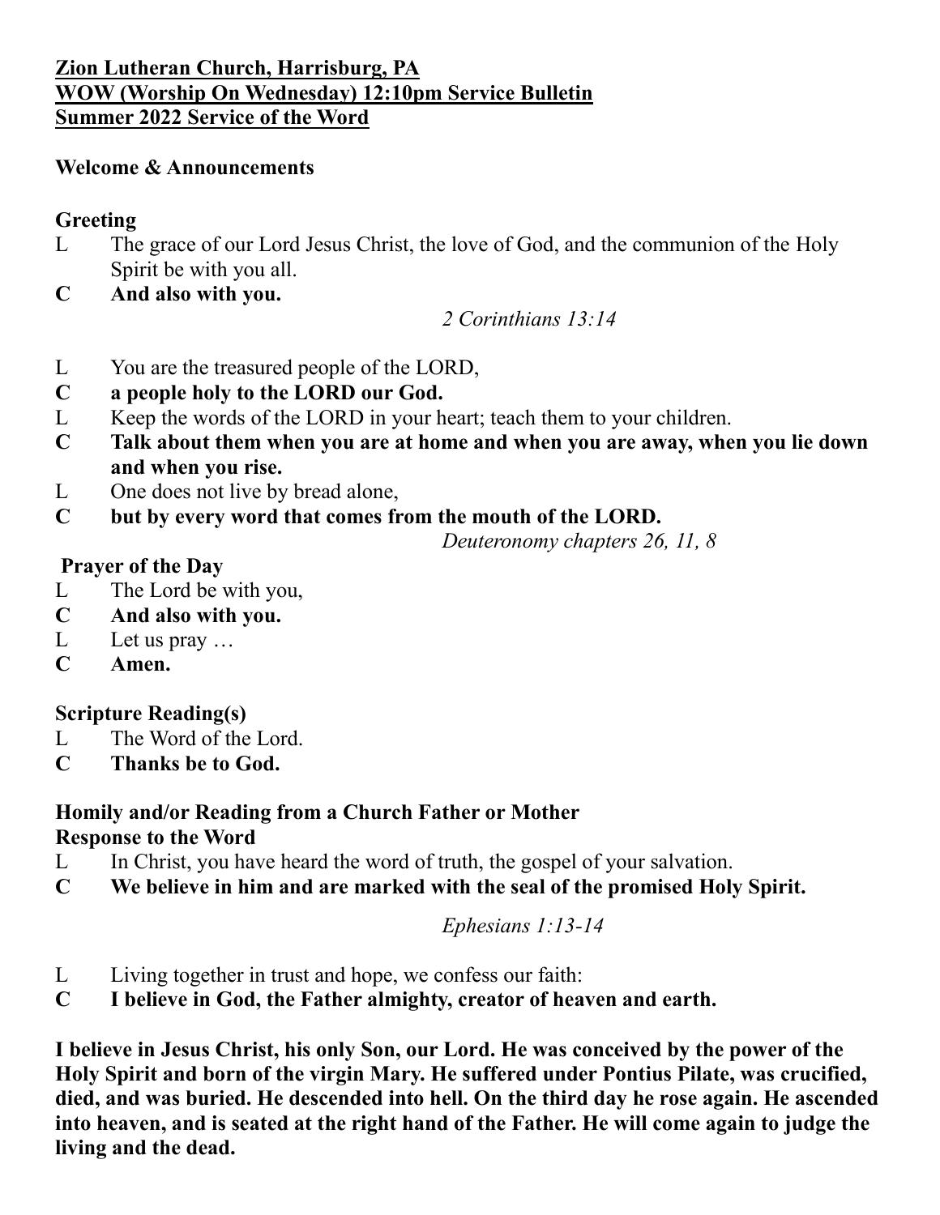**Zion Lutheran Church, Harrisburg, PA**
**WOW (Worship On Wednesday) 12:10pm Service Bulletin**
**Summer 2022 Service of the Word**

**Welcome & Announcements**

**Greeting**

L The grace of our Lord Jesus Christ, the love of God, and the communion of the Holy Spirit be with you all.

**C And also with you.**

*2 Corinthians 13:14*

L You are the treasured people of the LORD,

**C a people holy to the LORD our God.**

L Keep the words of the LORD in your heart; teach them to your children.

**C Talk about them when you are at home and when you are away, when you lie down and when you rise.**

L One does not live by bread alone,

**C but by every word that comes from the mouth of the LORD.**

*Deuteronomy chapters 26, 11, 8*

**Prayer of the Day**

L The Lord be with you,

**C And also with you.**

L Let us pray …

**C Amen.**

**Scripture Reading(s)**

L The Word of the Lord.

**C Thanks be to God.**

**Homily and/or Reading from a Church Father or Mother**

**Response to the Word**

L In Christ, you have heard the word of truth, the gospel of your salvation.

**C We believe in him and are marked with the seal of the promised Holy Spirit.**

*Ephesians 1:13-14*

L Living together in trust and hope, we confess our faith:

**C I believe in God, the Father almighty, creator of heaven and earth.**

**I believe in Jesus Christ, his only Son, our Lord. He was conceived by the power of the Holy Spirit and born of the virgin Mary. He suffered under Pontius Pilate, was crucified, died, and was buried. He descended into hell. On the third day he rose again. He ascended into heaven, and is seated at the right hand of the Father. He will come again to judge the living and the dead.**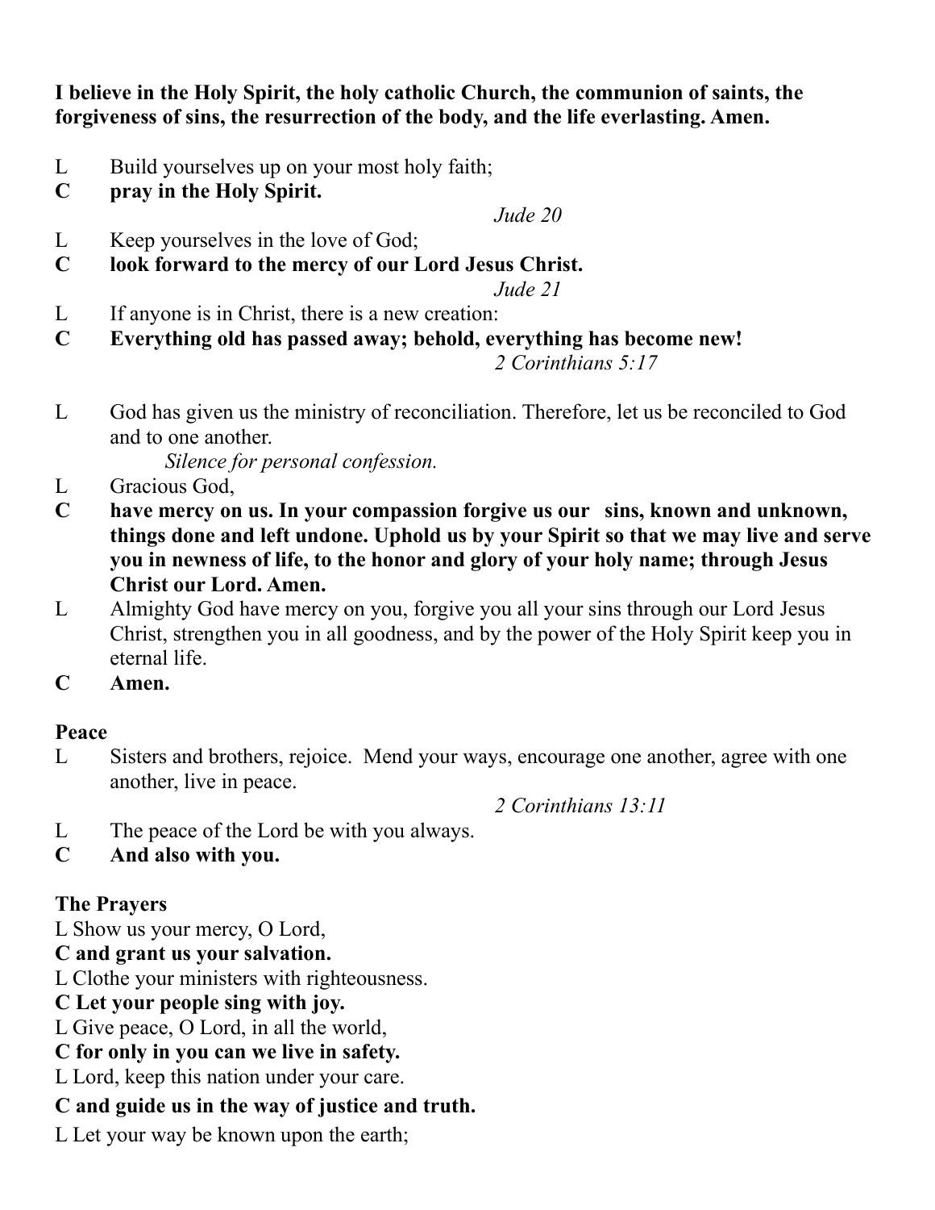**I believe in the Holy Spirit, the holy catholic Church, the communion of saints, the forgiveness of sins, the resurrection of the body, and the life everlasting. Amen.**

L Build yourselves up on your most holy faith;
**C pray in the Holy Spirit.**

*Jude 20*

L Keep yourselves in the love of God;
**C look forward to the mercy of our Lord Jesus Christ.**

*Jude 21*

L If anyone is in Christ, there is a new creation:
**C Everything old has passed away; behold, everything has become new!**

*2 Corinthians 5:17*

L God has given us the ministry of reconciliation. Therefore, let us be reconciled to God and to one another.

*Silence for personal confession.*

L Gracious God,
**C have mercy on us. In your compassion forgive us our sins, known and unknown, things done and left undone. Uphold us by your Spirit so that we may live and serve you in newness of life, to the honor and glory of your holy name; through Jesus Christ our Lord. Amen.**

L Almighty God have mercy on you, forgive you all your sins through our Lord Jesus Christ, strengthen you in all goodness, and by the power of the Holy Spirit keep you in eternal life.
**C Amen.**

**Peace**

L Sisters and brothers, rejoice. Mend your ways, encourage one another, agree with one another, live in peace.

*2 Corinthians 13:11*

L The peace of the Lord be with you always.
**C And also with you.**

**The Prayers**

L Show us your mercy, O Lord,
**C and grant us your salvation.**
L Clothe your ministers with righteousness.
**C Let your people sing with joy.**
L Give peace, O Lord, in all the world,
**C for only in you can we live in safety.**
L Lord, keep this nation under your care.
**C and guide us in the way of justice and truth.**
L Let your way be known upon the earth;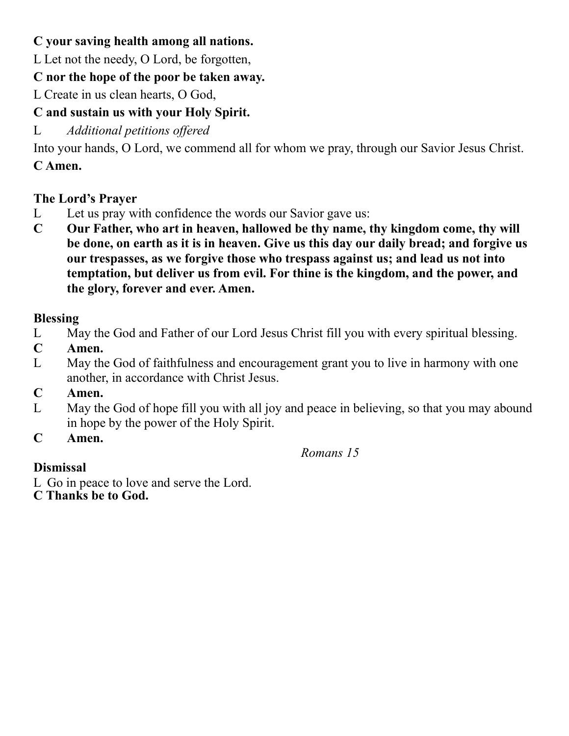**C your saving health among all nations.**

L Let not the needy, O Lord, be forgotten,

**C nor the hope of the poor be taken away.**

L Create in us clean hearts, O God,

**C and sustain us with your Holy Spirit.**

L *Additional petitions offered*

Into your hands, O Lord, we commend all for whom we pray, through our Savior Jesus Christ.

**C Amen.**

**The Lord's Prayer**

L Let us pray with confidence the words our Savior gave us:

**C Our Father, who art in heaven, hallowed be thy name, thy kingdom come, thy will be done, on earth as it is in heaven. Give us this day our daily bread; and forgive us our trespasses, as we forgive those who trespass against us; and lead us not into temptation, but deliver us from evil. For thine is the kingdom, and the power, and the glory, forever and ever. Amen.**

**Blessing**

L May the God and Father of our Lord Jesus Christ fill you with every spiritual blessing.

**C Amen.**

L May the God of faithfulness and encouragement grant you to live in harmony with one another, in accordance with Christ Jesus.

**C Amen.**

L May the God of hope fill you with all joy and peace in believing, so that you may abound in hope by the power of the Holy Spirit.

**C Amen.**

*Romans 15*

**Dismissal**

L Go in peace to love and serve the Lord.

**C Thanks be to God.**